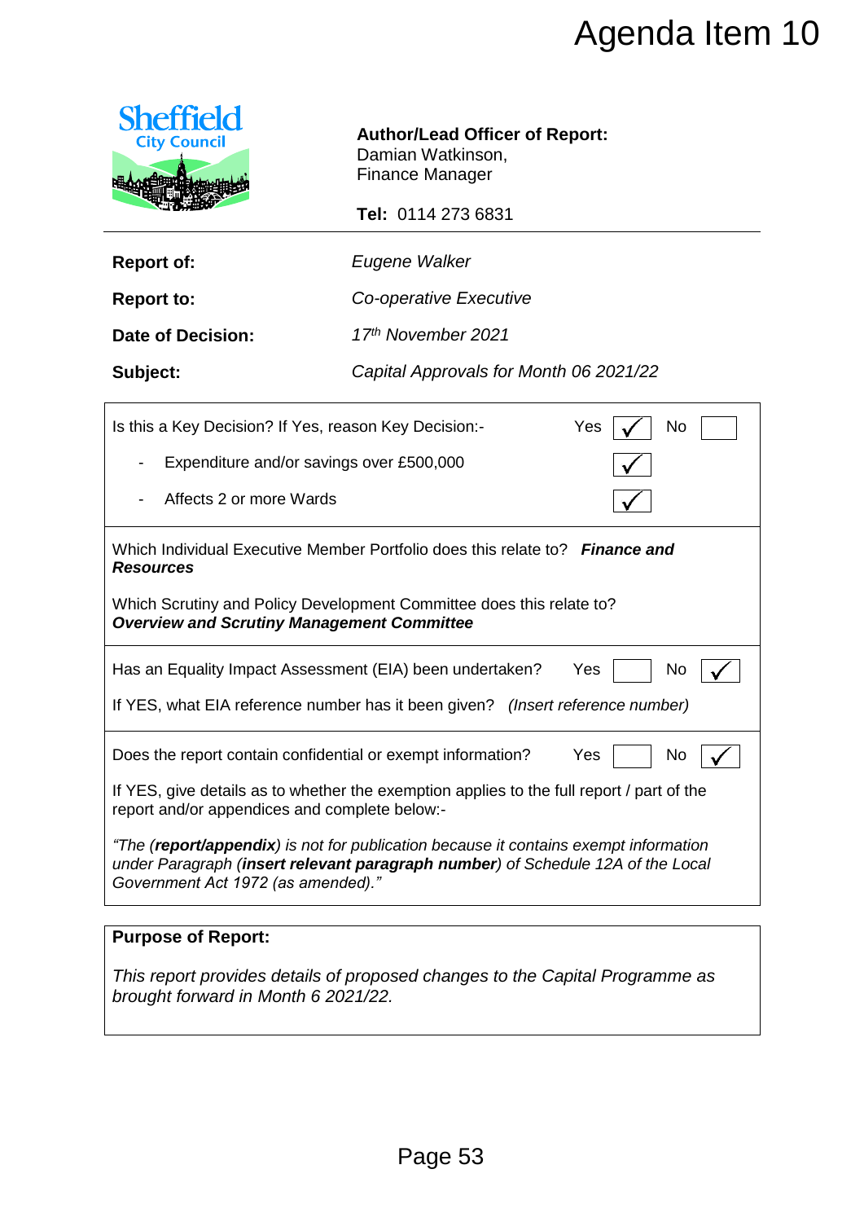# Agenda Item 10

Sheffield City Council

**Author/Lead Officer of Report:**
Damian Watkinson,
Finance Manager

**Tel:** 0114 273 6831

| | |
|---|---|
| **Report of:** | *Eugene Walker* |
| **Report to:** | *Co-operative Executive* |
| **Date of Decision:** | *17th November 2021* |
| **Subject:** | *Capital Approvals for Month 06 2021/22* |

| | | |
|---|---|---|
| Is this a Key Decision? If Yes, reason Key Decision:- | Yes ✓ | No ☐ |
| - Expenditure and/or savings over £500,000 | ✓ | |
| - Affects 2 or more Wards | ✓ | |

Which Individual Executive Member Portfolio does this relate to? ***Finance and Resources***

Which Scrutiny and Policy Development Committee does this relate to?
***Overview and Scrutiny Management Committee***

Has an Equality Impact Assessment (EIA) been undertaken? Yes ☐ No ✓

If YES, what EIA reference number has it been given? *(Insert reference number)*

Does the report contain confidential or exempt information? Yes ☐ No ✓

If YES, give details as to whether the exemption applies to the full report / part of the report and/or appendices and complete below:-

*"The (**report/appendix**) is not for publication because it contains exempt information under Paragraph (**insert relevant paragraph number**) of Schedule 12A of the Local Government Act 1972 (as amended)."*

**Purpose of Report:**

*This report provides details of proposed changes to the Capital Programme as brought forward in Month 6 2021/22.*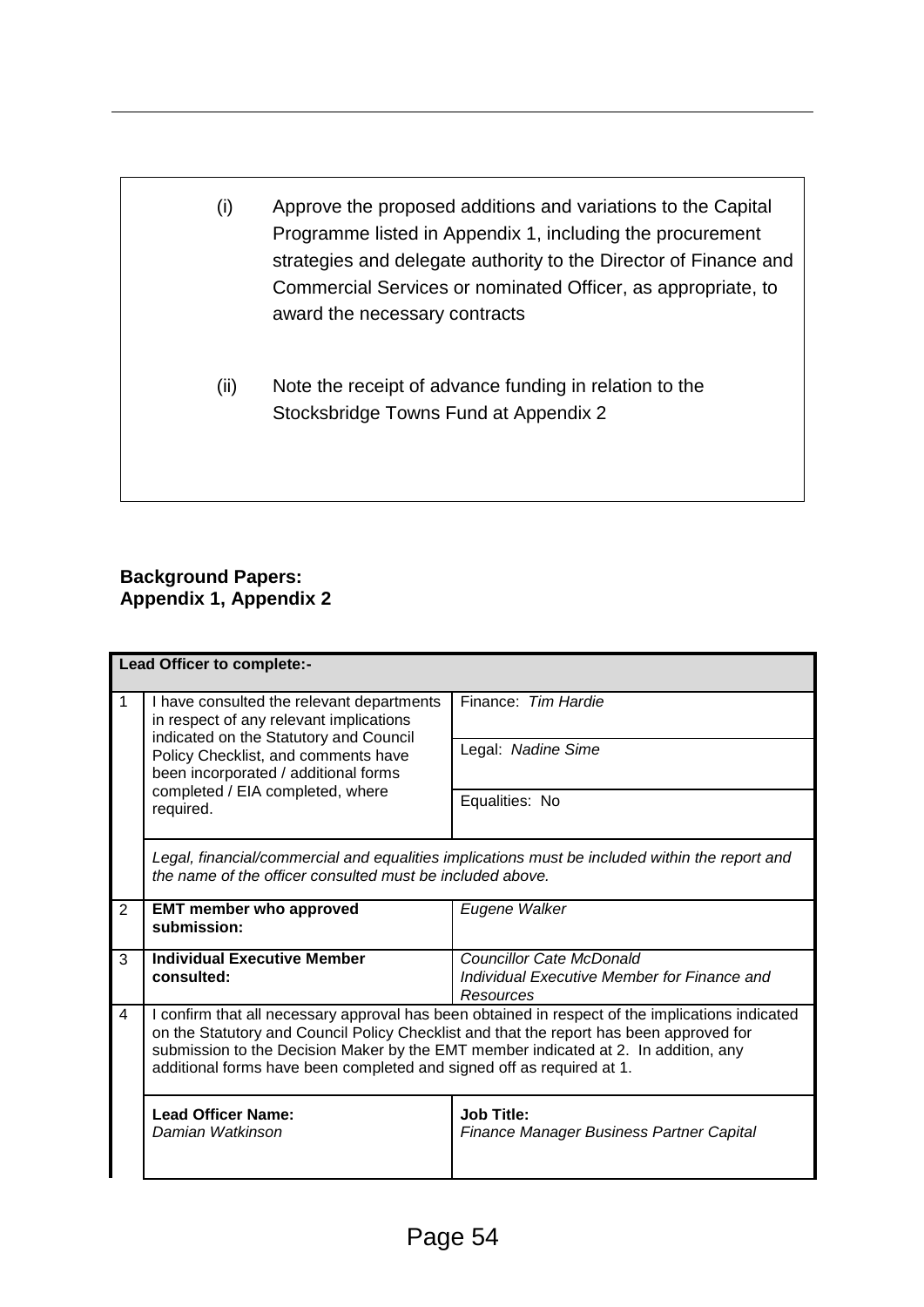(i) Approve the proposed additions and variations to the Capital Programme listed in Appendix 1, including the procurement strategies and delegate authority to the Director of Finance and Commercial Services or nominated Officer, as appropriate, to award the necessary contracts

(ii) Note the receipt of advance funding in relation to the Stocksbridge Towns Fund at Appendix 2

**Background Papers:**
**Appendix 1, Appendix 2**

| **Lead Officer to complete:-** | | |
|---|---|---|
| 1 | I have consulted the relevant departments in respect of any relevant implications indicated on the Statutory and Council Policy Checklist, and comments have been incorporated / additional forms completed / EIA completed, where required. | Finance: *Tim Hardie* |
| | | Legal: *Nadine Sime* |
| | | Equalities: No |
| | *Legal, financial/commercial and equalities implications must be included within the report and the name of the officer consulted must be included above.* | |
| 2 | **EMT member who approved submission:** | *Eugene Walker* |
| 3 | **Individual Executive Member consulted:** | *Councillor Cate McDonald*<br>*Individual Executive Member for Finance and Resources* |
| 4 | I confirm that all necessary approval has been obtained in respect of the implications indicated on the Statutory and Council Policy Checklist and that the report has been approved for submission to the Decision Maker by the EMT member indicated at 2. In addition, any additional forms have been completed and signed off as required at 1. | |
| | **Lead Officer Name:**<br>*Damian Watkinson* | **Job Title:**<br>*Finance Manager Business Partner Capital* |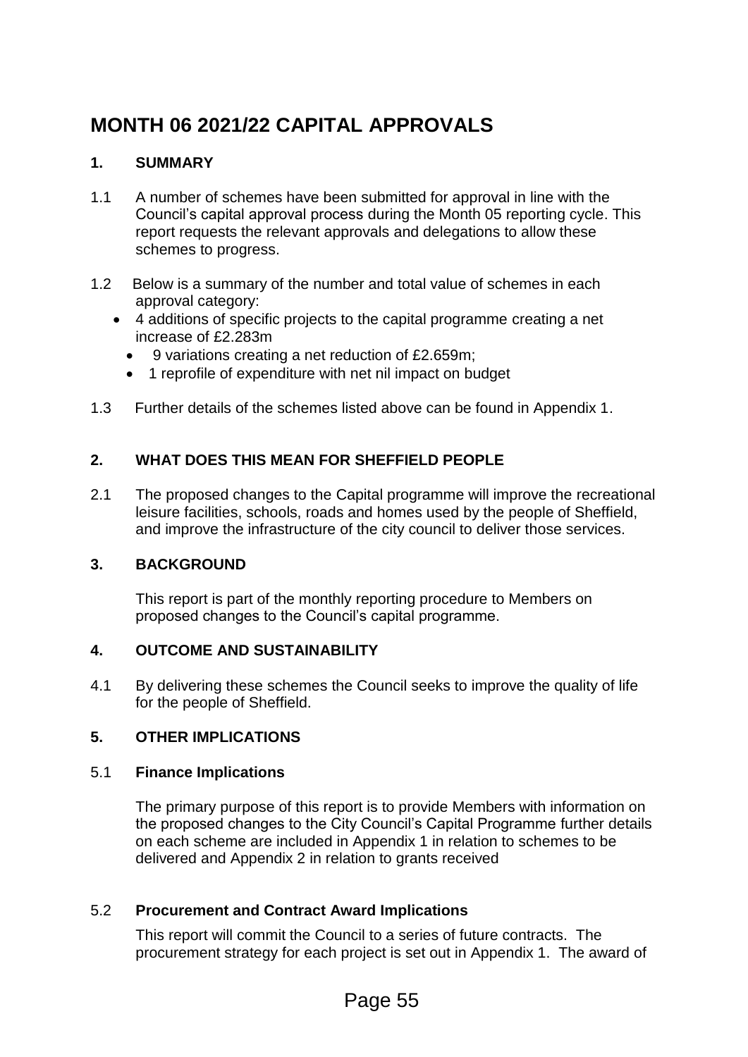# MONTH 06 2021/22 CAPITAL APPROVALS

## 1. SUMMARY

1.1 A number of schemes have been submitted for approval in line with the Council's capital approval process during the Month 05 reporting cycle. This report requests the relevant approvals and delegations to allow these schemes to progress.

1.2 Below is a summary of the number and total value of schemes in each approval category:

- 4 additions of specific projects to the capital programme creating a net increase of £2.283m
- 9 variations creating a net reduction of £2.659m;
- 1 reprofile of expenditure with net nil impact on budget

1.3 Further details of the schemes listed above can be found in Appendix 1.

## 2. WHAT DOES THIS MEAN FOR SHEFFIELD PEOPLE

2.1 The proposed changes to the Capital programme will improve the recreational leisure facilities, schools, roads and homes used by the people of Sheffield, and improve the infrastructure of the city council to deliver those services.

## 3. BACKGROUND

This report is part of the monthly reporting procedure to Members on proposed changes to the Council's capital programme.

## 4. OUTCOME AND SUSTAINABILITY

4.1 By delivering these schemes the Council seeks to improve the quality of life for the people of Sheffield.

## 5. OTHER IMPLICATIONS

### 5.1 Finance Implications

The primary purpose of this report is to provide Members with information on the proposed changes to the City Council's Capital Programme further details on each scheme are included in Appendix 1 in relation to schemes to be delivered and Appendix 2 in relation to grants received

### 5.2 Procurement and Contract Award Implications

This report will commit the Council to a series of future contracts. The procurement strategy for each project is set out in Appendix 1. The award of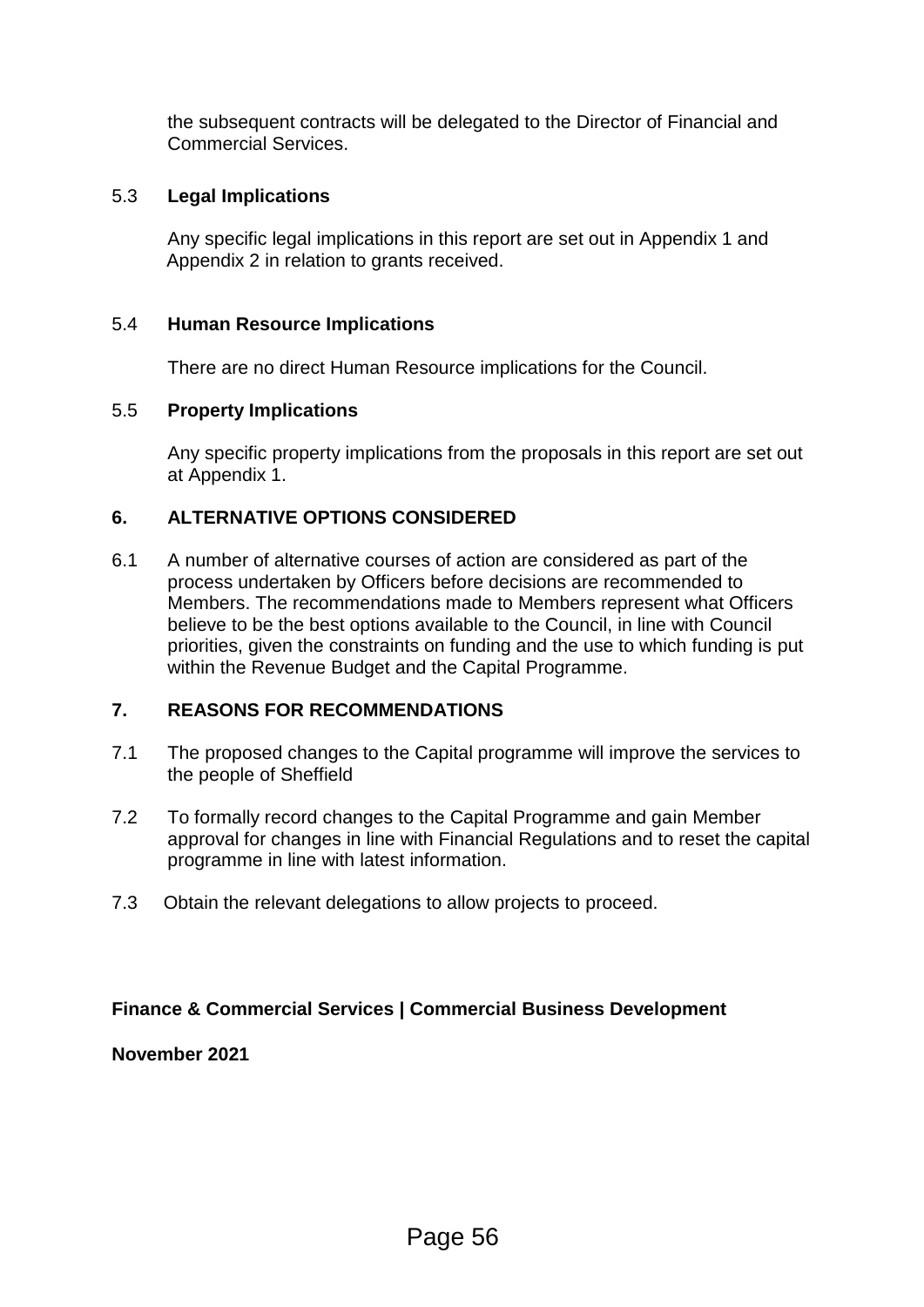the subsequent contracts will be delegated to the Director of Financial and Commercial Services.

5.3 **Legal Implications**

Any specific legal implications in this report are set out in Appendix 1 and Appendix 2 in relation to grants received.

5.4 **Human Resource Implications**

There are no direct Human Resource implications for the Council.

5.5 **Property Implications**

Any specific property implications from the proposals in this report are set out at Appendix 1.

## 6. ALTERNATIVE OPTIONS CONSIDERED

6.1 A number of alternative courses of action are considered as part of the process undertaken by Officers before decisions are recommended to Members. The recommendations made to Members represent what Officers believe to be the best options available to the Council, in line with Council priorities, given the constraints on funding and the use to which funding is put within the Revenue Budget and the Capital Programme.

## 7. REASONS FOR RECOMMENDATIONS

7.1 The proposed changes to the Capital programme will improve the services to the people of Sheffield

7.2 To formally record changes to the Capital Programme and gain Member approval for changes in line with Financial Regulations and to reset the capital programme in line with latest information.

7.3 Obtain the relevant delegations to allow projects to proceed.

**Finance & Commercial Services | Commercial Business Development**

**November 2021**